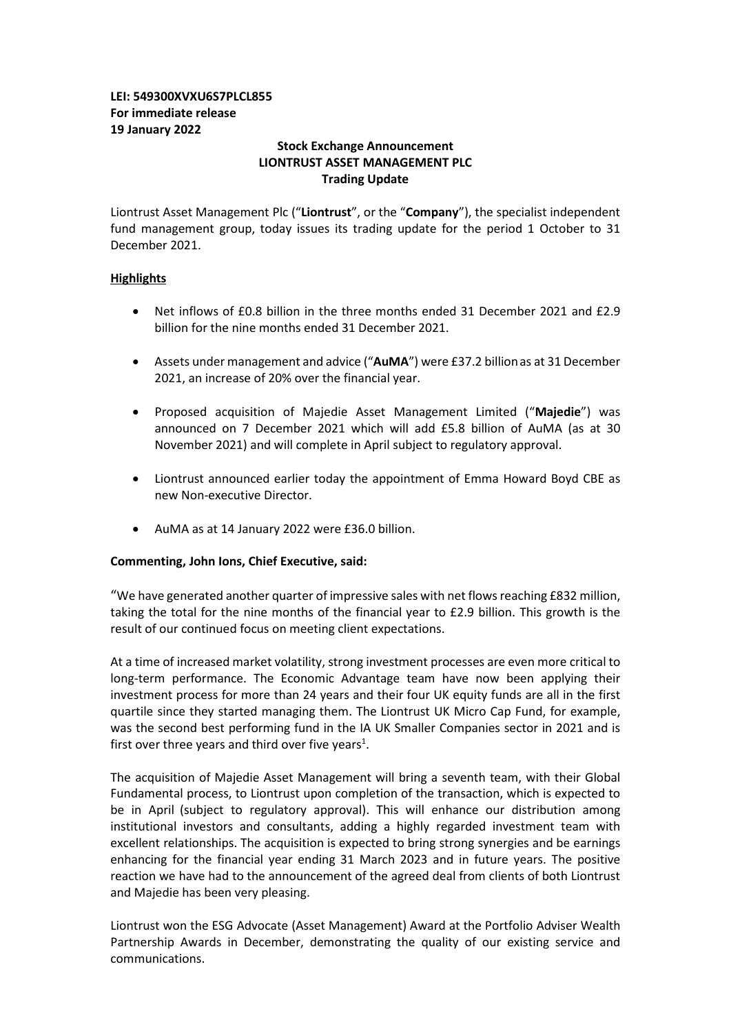**LEI: 549300XVXU6S7PLCL855**
**For immediate release**
**19 January 2022**

**Stock Exchange Announcement**
**LIONTRUST ASSET MANAGEMENT PLC**
**Trading Update**

Liontrust Asset Management Plc ("**Liontrust**", or the "**Company**"), the specialist independent fund management group, today issues its trading update for the period 1 October to 31 December 2021.

## Highlights

- Net inflows of £0.8 billion in the three months ended 31 December 2021 and £2.9 billion for the nine months ended 31 December 2021.
- Assets under management and advice ("**AuMA**") were £37.2 billion as at 31 December 2021, an increase of 20% over the financial year.
- Proposed acquisition of Majedie Asset Management Limited ("**Majedie**") was announced on 7 December 2021 which will add £5.8 billion of AuMA (as at 30 November 2021) and will complete in April subject to regulatory approval.
- Liontrust announced earlier today the appointment of Emma Howard Boyd CBE as new Non-executive Director.
- AuMA as at 14 January 2022 were £36.0 billion.

**Commenting, John Ions, Chief Executive, said:**

"We have generated another quarter of impressive sales with net flows reaching £832 million, taking the total for the nine months of the financial year to £2.9 billion. This growth is the result of our continued focus on meeting client expectations.

At a time of increased market volatility, strong investment processes are even more critical to long-term performance. The Economic Advantage team have now been applying their investment process for more than 24 years and their four UK equity funds are all in the first quartile since they started managing them. The Liontrust UK Micro Cap Fund, for example, was the second best performing fund in the IA UK Smaller Companies sector in 2021 and is first over three years and third over five years[1].

The acquisition of Majedie Asset Management will bring a seventh team, with their Global Fundamental process, to Liontrust upon completion of the transaction, which is expected to be in April (subject to regulatory approval). This will enhance our distribution among institutional investors and consultants, adding a highly regarded investment team with excellent relationships. The acquisition is expected to bring strong synergies and be earnings enhancing for the financial year ending 31 March 2023 and in future years. The positive reaction we have had to the announcement of the agreed deal from clients of both Liontrust and Majedie has been very pleasing.

Liontrust won the ESG Advocate (Asset Management) Award at the Portfolio Adviser Wealth Partnership Awards in December, demonstrating the quality of our existing service and communications.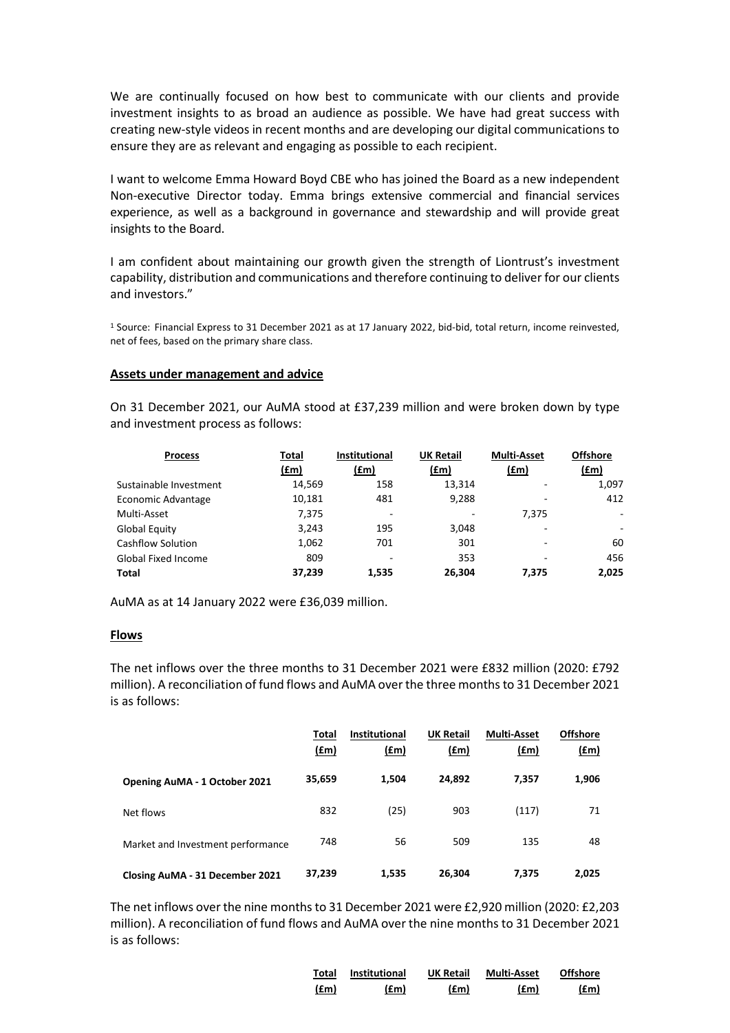We are continually focused on how best to communicate with our clients and provide investment insights to as broad an audience as possible. We have had great success with creating new-style videos in recent months and are developing our digital communications to ensure they are as relevant and engaging as possible to each recipient.

I want to welcome Emma Howard Boyd CBE who has joined the Board as a new independent Non-executive Director today. Emma brings extensive commercial and financial services experience, as well as a background in governance and stewardship and will provide great insights to the Board.

I am confident about maintaining our growth given the strength of Liontrust's investment capability, distribution and communications and therefore continuing to deliver for our clients and investors."

[1] Source: Financial Express to 31 December 2021 as at 17 January 2022, bid-bid, total return, income reinvested, net of fees, based on the primary share class.

## Assets under management and advice

On 31 December 2021, our AuMA stood at £37,239 million and were broken down by type and investment process as follows:

| Process | Total (£m) | Institutional (£m) | UK Retail (£m) | Multi-Asset (£m) | Offshore (£m) |
|---|---|---|---|---|---|
| Sustainable Investment | 14,569 | 158 | 13,314 | - | 1,097 |
| Economic Advantage | 10,181 | 481 | 9,288 | - | 412 |
| Multi-Asset | 7,375 | - | - | 7,375 | - |
| Global Equity | 3,243 | 195 | 3,048 | - | - |
| Cashflow Solution | 1,062 | 701 | 301 | - | 60 |
| Global Fixed Income | 809 | - | 353 | - | 456 |
| **Total** | **37,239** | **1,535** | **26,304** | **7,375** | **2,025** |

AuMA as at 14 January 2022 were £36,039 million.

## Flows

The net inflows over the three months to 31 December 2021 were £832 million (2020: £792 million). A reconciliation of fund flows and AuMA over the three months to 31 December 2021 is as follows:

| | Total (£m) | Institutional (£m) | UK Retail (£m) | Multi-Asset (£m) | Offshore (£m) |
|---|---|---|---|---|---|
| **Opening AuMA - 1 October 2021** | **35,659** | **1,504** | **24,892** | **7,357** | **1,906** |
| Net flows | 832 | (25) | 903 | (117) | 71 |
| Market and Investment performance | 748 | 56 | 509 | 135 | 48 |
| **Closing AuMA - 31 December 2021** | **37,239** | **1,535** | **26,304** | **7,375** | **2,025** |

The net inflows over the nine months to 31 December 2021 were £2,920 million (2020: £2,203 million). A reconciliation of fund flows and AuMA over the nine months to 31 December 2021 is as follows:

| | Total (£m) | Institutional (£m) | UK Retail (£m) | Multi-Asset (£m) | Offshore (£m) |
|---|---|---|---|---|---|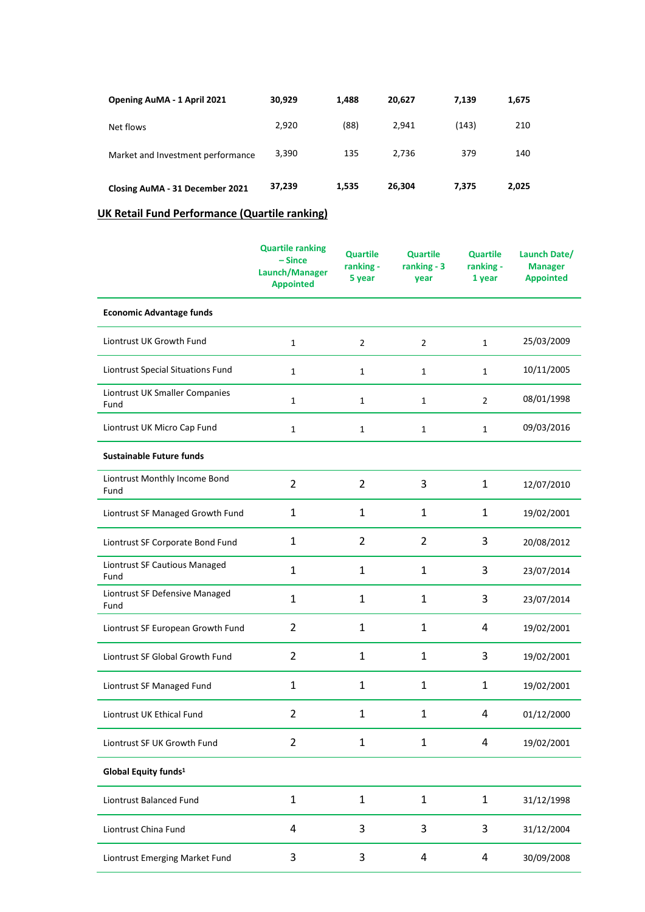| | | | | | |
|---|---|---|---|---|---|
| **Opening AuMA - 1 April 2021** | **30,929** | **1,488** | **20,627** | **7,139** | **1,675** |
| Net flows | 2,920 | (88) | 2,941 | (143) | 210 |
| Market and Investment performance | 3,390 | 135 | 2,736 | 379 | 140 |
| **Closing AuMA - 31 December 2021** | **37,239** | **1,535** | **26,304** | **7,375** | **2,025** |

## UK Retail Fund Performance (Quartile ranking)

| | Quartile ranking – Since Launch/Manager Appointed | Quartile ranking - 5 year | Quartile ranking - 3 year | Quartile ranking - 1 year | Launch Date/ Manager Appointed |
|---|---|---|---|---|---|
| **Economic Advantage funds** | | | | | |
| Liontrust UK Growth Fund | 1 | 2 | 2 | 1 | 25/03/2009 |
| Liontrust Special Situations Fund | 1 | 1 | 1 | 1 | 10/11/2005 |
| Liontrust UK Smaller Companies Fund | 1 | 1 | 1 | 2 | 08/01/1998 |
| Liontrust UK Micro Cap Fund | 1 | 1 | 1 | 1 | 09/03/2016 |
| **Sustainable Future funds** | | | | | |
| Liontrust Monthly Income Bond Fund | 2 | 2 | 3 | 1 | 12/07/2010 |
| Liontrust SF Managed Growth Fund | 1 | 1 | 1 | 1 | 19/02/2001 |
| Liontrust SF Corporate Bond Fund | 1 | 2 | 2 | 3 | 20/08/2012 |
| Liontrust SF Cautious Managed Fund | 1 | 1 | 1 | 3 | 23/07/2014 |
| Liontrust SF Defensive Managed Fund | 1 | 1 | 1 | 3 | 23/07/2014 |
| Liontrust SF European Growth Fund | 2 | 1 | 1 | 4 | 19/02/2001 |
| Liontrust SF Global Growth Fund | 2 | 1 | 1 | 3 | 19/02/2001 |
| Liontrust SF Managed Fund | 1 | 1 | 1 | 1 | 19/02/2001 |
| Liontrust UK Ethical Fund | 2 | 1 | 1 | 4 | 01/12/2000 |
| Liontrust SF UK Growth Fund | 2 | 1 | 1 | 4 | 19/02/2001 |
| **Global Equity funds[1]** | | | | | |
| Liontrust Balanced Fund | 1 | 1 | 1 | 1 | 31/12/1998 |
| Liontrust China Fund | 4 | 3 | 3 | 3 | 31/12/2004 |
| Liontrust Emerging Market Fund | 3 | 3 | 4 | 4 | 30/09/2008 |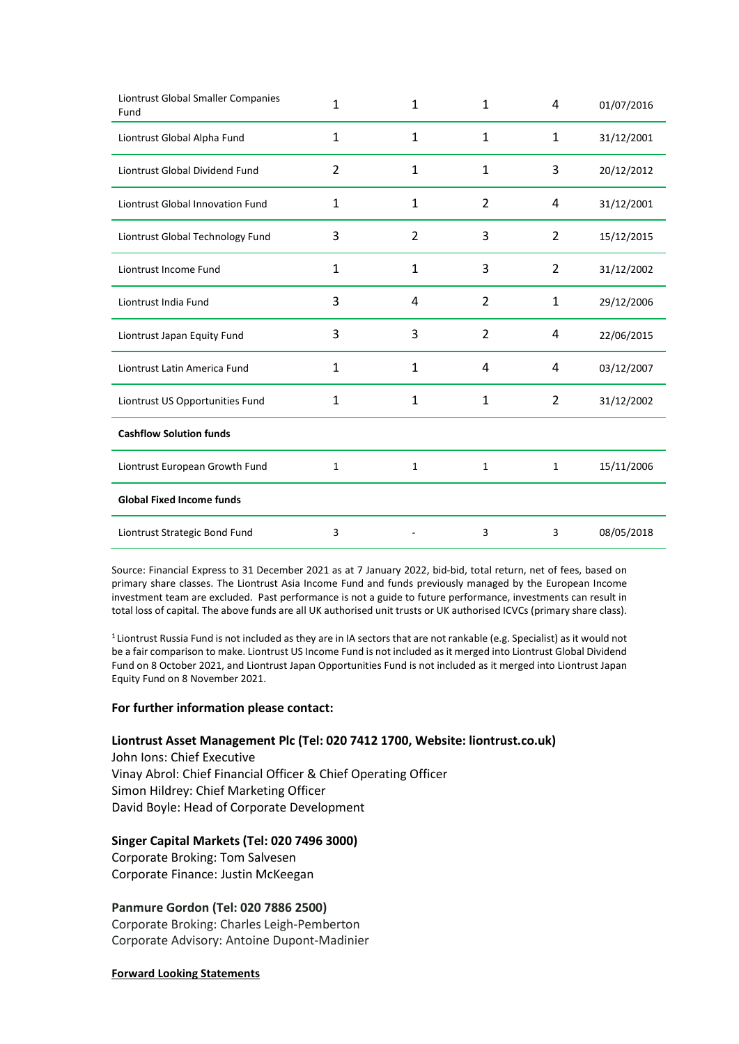| | | | | | |
|---|---|---|---|---|---|
| Liontrust Global Smaller Companies Fund | 1 | 1 | 1 | 4 | 01/07/2016 |
| Liontrust Global Alpha Fund | 1 | 1 | 1 | 1 | 31/12/2001 |
| Liontrust Global Dividend Fund | 2 | 1 | 1 | 3 | 20/12/2012 |
| Liontrust Global Innovation Fund | 1 | 1 | 2 | 4 | 31/12/2001 |
| Liontrust Global Technology Fund | 3 | 2 | 3 | 2 | 15/12/2015 |
| Liontrust Income Fund | 1 | 1 | 3 | 2 | 31/12/2002 |
| Liontrust India Fund | 3 | 4 | 2 | 1 | 29/12/2006 |
| Liontrust Japan Equity Fund | 3 | 3 | 2 | 4 | 22/06/2015 |
| Liontrust Latin America Fund | 1 | 1 | 4 | 4 | 03/12/2007 |
| Liontrust US Opportunities Fund | 1 | 1 | 1 | 2 | 31/12/2002 |
| **Cashflow Solution funds** | | | | | |
| Liontrust European Growth Fund | 1 | 1 | 1 | 1 | 15/11/2006 |
| **Global Fixed Income funds** | | | | | |
| Liontrust Strategic Bond Fund | 3 | - | 3 | 3 | 08/05/2018 |

Source: Financial Express to 31 December 2021 as at 7 January 2022, bid-bid, total return, net of fees, based on primary share classes. The Liontrust Asia Income Fund and funds previously managed by the European Income investment team are excluded. Past performance is not a guide to future performance, investments can result in total loss of capital. The above funds are all UK authorised unit trusts or UK authorised ICVCs (primary share class).

[1] Liontrust Russia Fund is not included as they are in IA sectors that are not rankable (e.g. Specialist) as it would not be a fair comparison to make. Liontrust US Income Fund is not included as it merged into Liontrust Global Dividend Fund on 8 October 2021, and Liontrust Japan Opportunities Fund is not included as it merged into Liontrust Japan Equity Fund on 8 November 2021.

**For further information please contact:**

**Liontrust Asset Management Plc (Tel: 020 7412 1700, Website: liontrust.co.uk)**
John Ions: Chief Executive
Vinay Abrol: Chief Financial Officer & Chief Operating Officer
Simon Hildrey: Chief Marketing Officer
David Boyle: Head of Corporate Development

**Singer Capital Markets (Tel: 020 7496 3000)**
Corporate Broking: Tom Salvesen
Corporate Finance: Justin McKeegan

**Panmure Gordon (Tel: 020 7886 2500)**
Corporate Broking: Charles Leigh-Pemberton
Corporate Advisory: Antoine Dupont-Madinier

**Forward Looking Statements**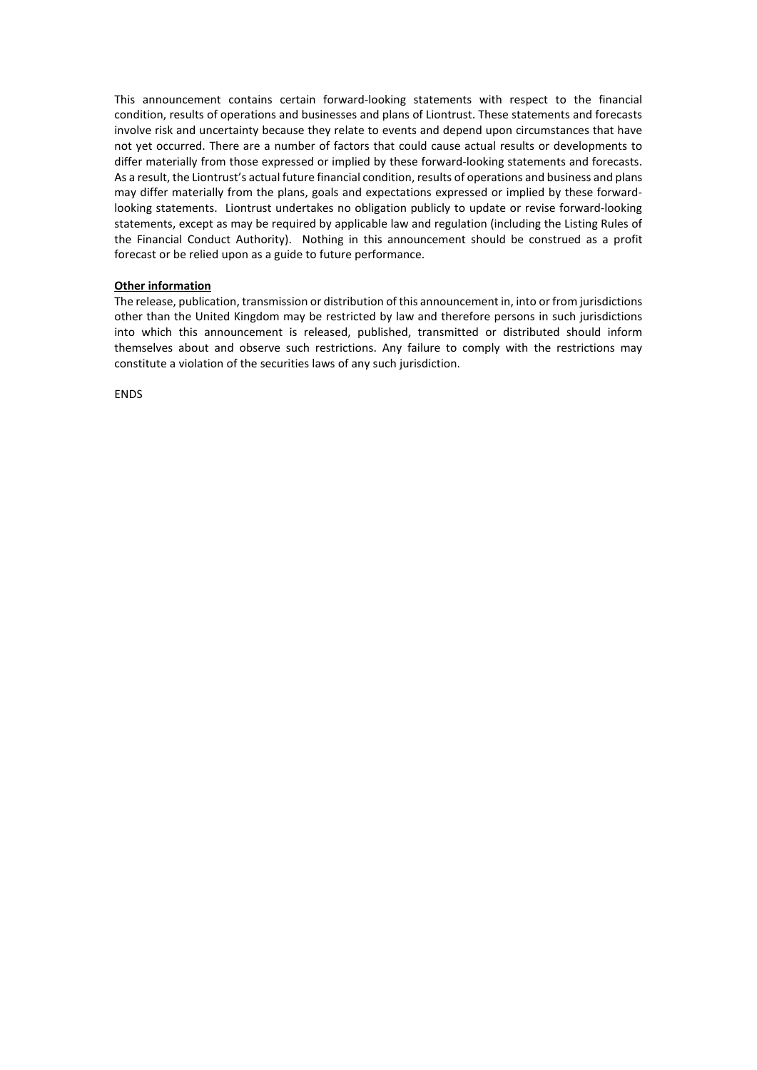This announcement contains certain forward-looking statements with respect to the financial condition, results of operations and businesses and plans of Liontrust. These statements and forecasts involve risk and uncertainty because they relate to events and depend upon circumstances that have not yet occurred. There are a number of factors that could cause actual results or developments to differ materially from those expressed or implied by these forward-looking statements and forecasts. As a result, the Liontrust's actual future financial condition, results of operations and business and plans may differ materially from the plans, goals and expectations expressed or implied by these forward-looking statements. Liontrust undertakes no obligation publicly to update or revise forward-looking statements, except as may be required by applicable law and regulation (including the Listing Rules of the Financial Conduct Authority). Nothing in this announcement should be construed as a profit forecast or be relied upon as a guide to future performance.

**Other information**

The release, publication, transmission or distribution of this announcement in, into or from jurisdictions other than the United Kingdom may be restricted by law and therefore persons in such jurisdictions into which this announcement is released, published, transmitted or distributed should inform themselves about and observe such restrictions. Any failure to comply with the restrictions may constitute a violation of the securities laws of any such jurisdiction.

ENDS